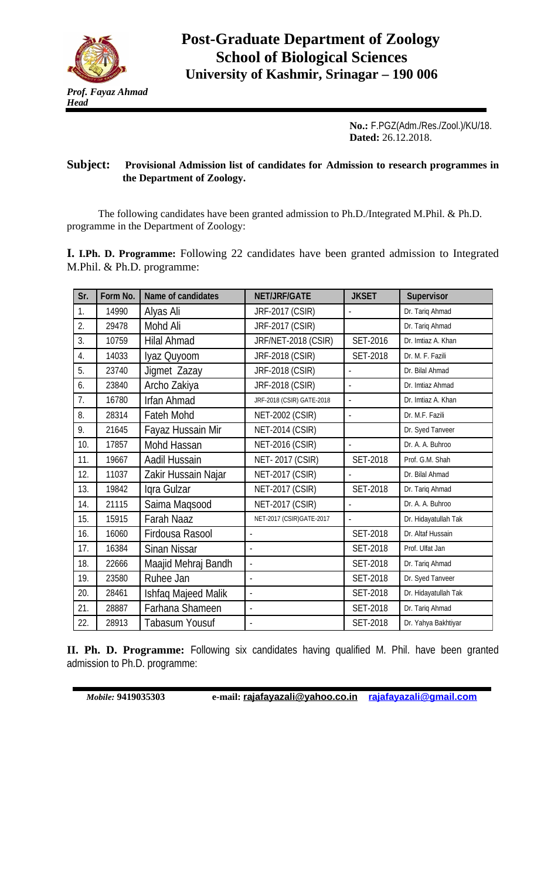# Post-Graduate Department of Zoology
## School of Biological Sciences
## University of Kashmir, Srinagar – 190 006

*Prof. Fayaz Ahmad*
*Head*

**No.:** F.PGZ(Adm./Res./Zool.)/KU/18.
**Dated:** 26.12.2018.

**Subject: Provisional Admission list of candidates for Admission to research programmes in the Department of Zoology.**

The following candidates have been granted admission to Ph.D./Integrated M.Phil. & Ph.D. programme in the Department of Zoology:

**I. I.Ph. D. Programme:** Following 22 candidates have been granted admission to Integrated M.Phil. & Ph.D. programme:

| Sr. | Form No. | Name of candidates | NET/JRF/GATE | JKSET | Supervisor |
|---|---|---|---|---|---|
| 1. | 14990 | Alyas Ali | JRF-2017 (CSIR) | - | Dr. Tariq Ahmad |
| 2. | 29478 | Mohd Ali | JRF-2017 (CSIR) | | Dr. Tariq Ahmad |
| 3. | 10759 | Hilal Ahmad | JRF/NET-2018 (CSIR) | SET-2016 | Dr. Imtiaz A. Khan |
| 4. | 14033 | Iyaz Quyoom | JRF-2018 (CSIR) | SET-2018 | Dr. M. F. Fazili |
| 5. | 23740 | Jigmet Zazay | JRF-2018 (CSIR) | - | Dr. Bilal Ahmad |
| 6. | 23840 | Archo Zakiya | JRF-2018 (CSIR) | - | Dr. Imtiaz Ahmad |
| 7. | 16780 | Irfan Ahmad | JRF-2018 (CSIR) GATE-2018 | - | Dr. Imtiaz A. Khan |
| 8. | 28314 | Fateh Mohd | NET-2002 (CSIR) | - | Dr. M.F. Fazili |
| 9. | 21645 | Fayaz Hussain Mir | NET-2014 (CSIR) | | Dr. Syed Tanveer |
| 10. | 17857 | Mohd Hassan | NET-2016 (CSIR) | - | Dr. A. A. Buhroo |
| 11. | 19667 | Aadil Hussain | NET- 2017 (CSIR) | SET-2018 | Prof. G.M. Shah |
| 12. | 11037 | Zakir Hussain Najar | NET-2017 (CSIR) | - | Dr. Bilal Ahmad |
| 13. | 19842 | Iqra Gulzar | NET-2017 (CSIR) | SET-2018 | Dr. Tariq Ahmad |
| 14. | 21115 | Saima Maqsood | NET-2017 (CSIR) | - | Dr. A. A. Buhroo |
| 15. | 15915 | Farah Naaz | NET-2017 (CSIR)GATE-2017 | - | Dr. Hidayatullah Tak |
| 16. | 16060 | Firdousa Rasool | - | SET-2018 | Dr. Altaf Hussain |
| 17. | 16384 | Sinan Nissar | - | SET-2018 | Prof. Ulfat Jan |
| 18. | 22666 | Maajid Mehraj Bandh | - | SET-2018 | Dr. Tariq Ahmad |
| 19. | 23580 | Ruhee Jan | - | SET-2018 | Dr. Syed Tanveer |
| 20. | 28461 | Ishfaq Majeed Malik | - | SET-2018 | Dr. Hidayatullah Tak |
| 21. | 28887 | Farhana Shameen | - | SET-2018 | Dr. Tariq Ahmad |
| 22. | 28913 | Tabasum Yousuf | - | SET-2018 | Dr. Yahya Bakhtiyar |

**II. Ph. D. Programme:** Following six candidates having qualified M. Phil. have been granted admission to Ph.D. programme:

*Mobile:* **9419035303** **e-mail:** rajafayazali@yahoo.co.in rajafayazali@gmail.com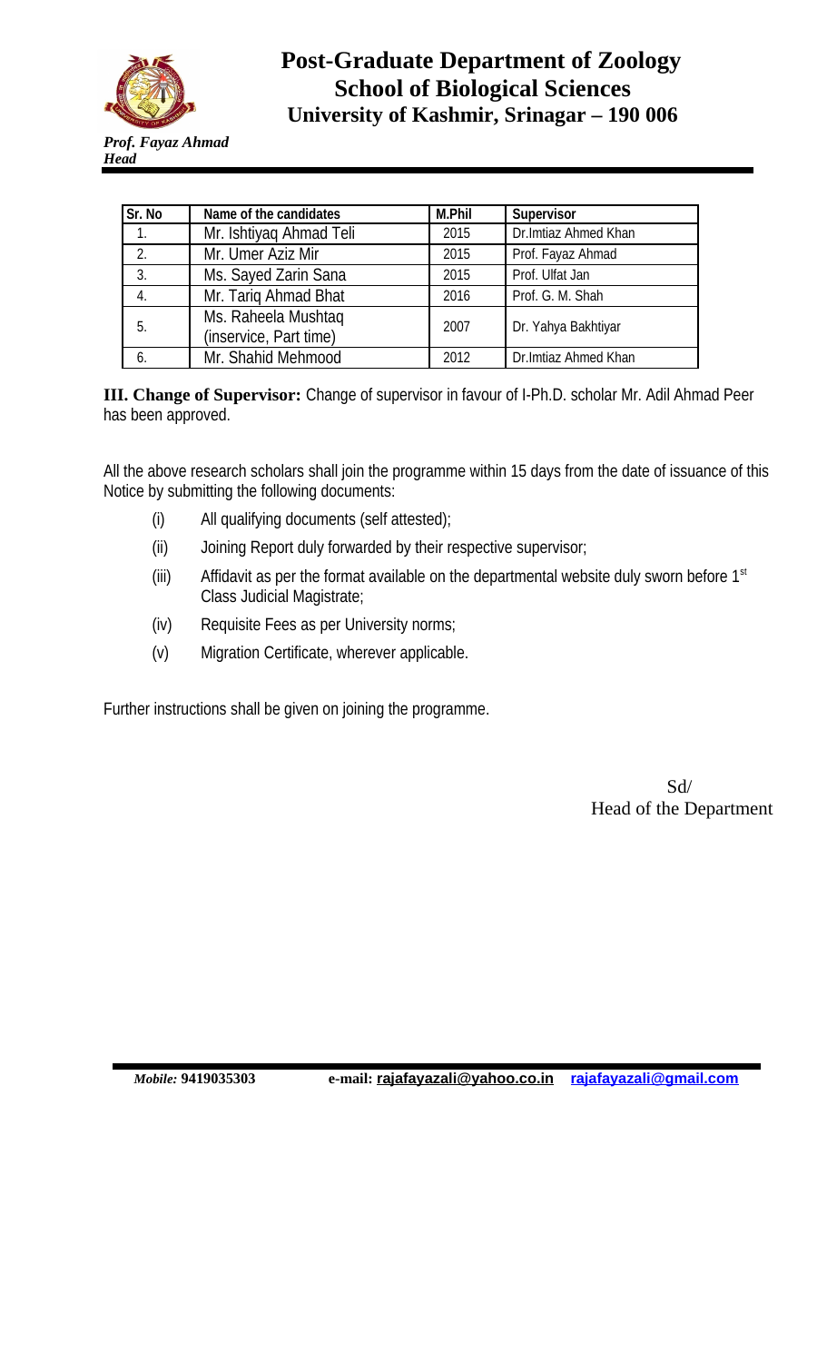# Post-Graduate Department of Zoology
## School of Biological Sciences
## University of Kashmir, Srinagar – 190 006

*Prof. Fayaz Ahmad*
*Head*

| Sr. No | Name of the candidates | M.Phil | Supervisor |
|---|---|---|---|
| 1. | Mr. Ishtiyaq Ahmad Teli | 2015 | Dr.Imtiaz Ahmed Khan |
| 2. | Mr. Umer Aziz Mir | 2015 | Prof. Fayaz Ahmad |
| 3. | Ms. Sayed Zarin Sana | 2015 | Prof. Ulfat Jan |
| 4. | Mr. Tariq Ahmad Bhat | 2016 | Prof. G. M. Shah |
| 5. | Ms. Raheela Mushtaq (inservice, Part time) | 2007 | Dr. Yahya Bakhtiyar |
| 6. | Mr. Shahid Mehmood | 2012 | Dr.Imtiaz Ahmed Khan |

**III. Change of Supervisor:** Change of supervisor in favour of I-Ph.D. scholar Mr. Adil Ahmad Peer has been approved.

All the above research scholars shall join the programme within 15 days from the date of issuance of this Notice by submitting the following documents:

(i) All qualifying documents (self attested);

(ii) Joining Report duly forwarded by their respective supervisor;

(iii) Affidavit as per the format available on the departmental website duly sworn before 1st Class Judicial Magistrate;

(iv) Requisite Fees as per University norms;

(v) Migration Certificate, wherever applicable.

Further instructions shall be given on joining the programme.

Sd/
Head of the Department

*Mobile:* **9419035303** **e-mail:** rajafayazali@yahoo.co.in rajafayazali@gmail.com